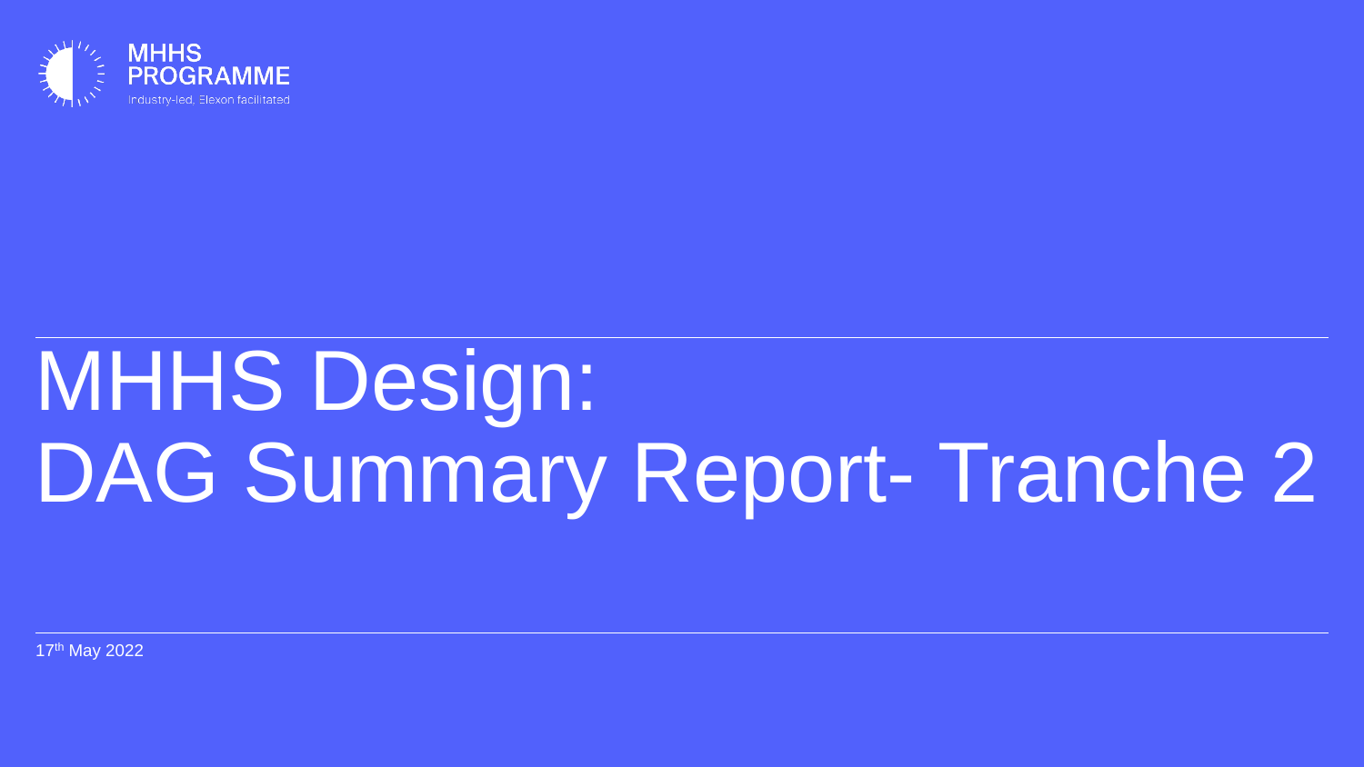MHHS PROGRAMME

Industry-led, Elexon facilitated

# MHHS Design:
# DAG Summary Report- Tranche 2

17th May 2022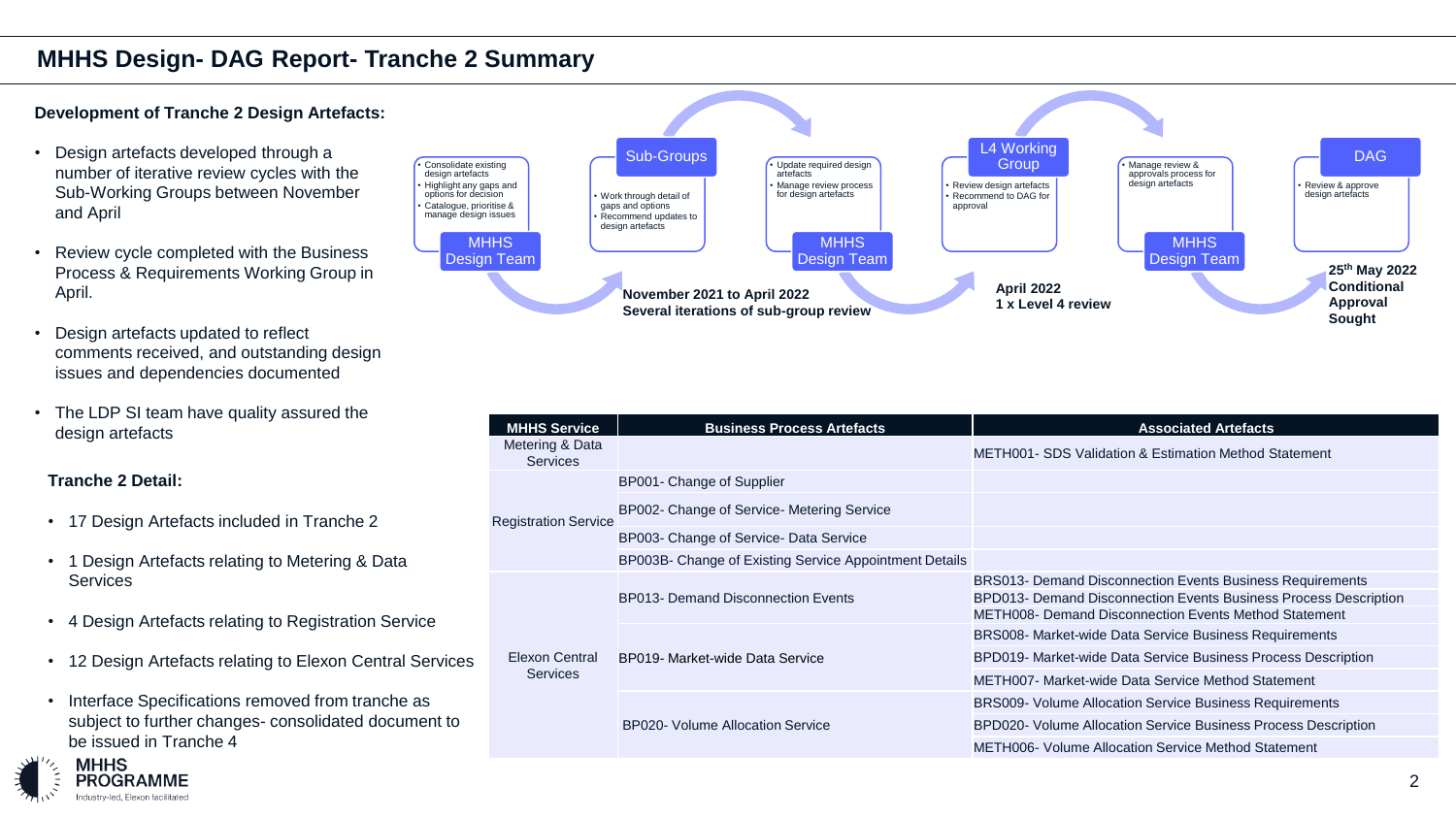# MHHS Design- DAG Report- Tranche 2 Summary

**Development of Tranche 2 Design Artefacts:**

- Design artefacts developed through a number of iterative review cycles with the Sub-Working Groups between November and April
- Review cycle completed with the Business Process & Requirements Working Group in April.
- Design artefacts updated to reflect comments received, and outstanding design issues and dependencies documented
- The LDP SI team have quality assured the design artefacts

**Tranche 2 Detail:**

- 17 Design Artefacts included in Tranche 2
- 1 Design Artefacts relating to Metering & Data Services
- 4 Design Artefacts relating to Registration Service
- 12 Design Artefacts relating to Elexon Central Services
- Interface Specifications removed from tranche as subject to further changes- consolidated document to be issued in Tranche 4

**MHHS Design Team**
- Consolidate existing design artefacts
- Highlight any gaps and options for decision
- Catalogue, prioritise & manage design issues

**Sub-Groups**
- Work through detail of gaps and options
- Recommend updates to design artefacts

**November 2021 to April 2022**
**Several iterations of sub-group review**

**MHHS Design Team**
- Update required design artefacts
- Manage review process for design artefacts

**L4 Working Group**
- Review design artefacts
- Recommend to DAG for approval

**April 2022**
**1 x Level 4 review**

**MHHS Design Team**
- Manage review & approvals process for design artefacts

**DAG**
- Review & approve design artefacts

**25th May 2022 Conditional Approval Sought**

| MHHS Service | Business Process Artefacts | Associated Artefacts |
|---|---|---|
| Metering & Data Services | | METH001- SDS Validation & Estimation Method Statement |
| Registration Service | BP001- Change of Supplier | |
| | BP002- Change of Service- Metering Service | |
| | BP003- Change of Service- Data Service | |
| | BP003B- Change of Existing Service Appointment Details | |
| Elexon Central Services | BP013- Demand Disconnection Events | BRS013- Demand Disconnection Events Business Requirements |
| | | BPD013- Demand Disconnection Events Business Process Description |
| | | METH008- Demand Disconnection Events Method Statement |
| | BP019- Market-wide Data Service | BRS008- Market-wide Data Service Business Requirements |
| | | BPD019- Market-wide Data Service Business Process Description |
| | | METH007- Market-wide Data Service Method Statement |
| | BP020- Volume Allocation Service | BRS009- Volume Allocation Service Business Requirements |
| | | BPD020- Volume Allocation Service Business Process Description |
| | | METH006- Volume Allocation Service Method Statement |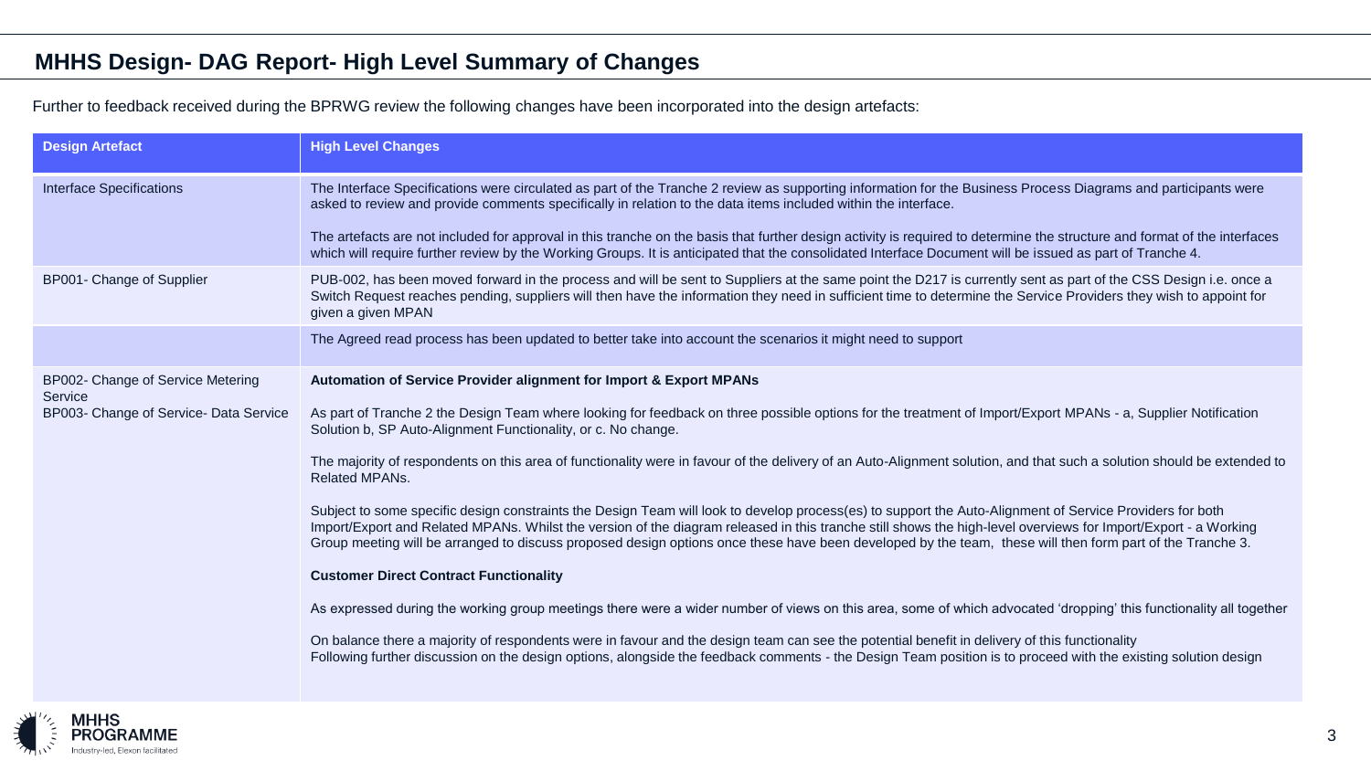## MHHS Design- DAG Report- High Level Summary of Changes

Further to feedback received during the BPRWG review the following changes have been incorporated into the design artefacts:

| Design Artefact | High Level Changes |
|---|---|
| Interface Specifications | The Interface Specifications were circulated as part of the Tranche 2 review as supporting information for the Business Process Diagrams and participants were asked to review and provide comments specifically in relation to the data items included within the interface.<br><br>The artefacts are not included for approval in this tranche on the basis that further design activity is required to determine the structure and format of the interfaces which will require further review by the Working Groups. It is anticipated that the consolidated Interface Document will be issued as part of Tranche 4. |
| BP001- Change of Supplier | PUB-002, has been moved forward in the process and will be sent to Suppliers at the same point the D217 is currently sent as part of the CSS Design i.e. once a Switch Request reaches pending, suppliers will then have the information they need in sufficient time to determine the Service Providers they wish to appoint for given a given MPAN |
| | The Agreed read process has been updated to better take into account the scenarios it might need to support |
| BP002- Change of Service Metering Service<br>BP003- Change of Service- Data Service | **Automation of Service Provider alignment for Import & Export MPANs**<br><br>As part of Tranche 2 the Design Team where looking for feedback on three possible options for the treatment of Import/Export MPANs - a, Supplier Notification Solution b, SP Auto-Alignment Functionality, or c. No change.<br><br>The majority of respondents on this area of functionality were in favour of the delivery of an Auto-Alignment solution, and that such a solution should be extended to Related MPANs.<br><br>Subject to some specific design constraints the Design Team will look to develop process(es) to support the Auto-Alignment of Service Providers for both Import/Export and Related MPANs. Whilst the version of the diagram released in this tranche still shows the high-level overviews for Import/Export - a Working Group meeting will be arranged to discuss proposed design options once these have been developed by the team, these will then form part of the Tranche 3.<br><br>**Customer Direct Contract Functionality**<br><br>As expressed during the working group meetings there were a wider number of views on this area, some of which advocated 'dropping' this functionality all together<br><br>On balance there a majority of respondents were in favour and the design team can see the potential benefit in delivery of this functionality<br>Following further discussion on the design options, alongside the feedback comments - the Design Team position is to proceed with the existing solution design |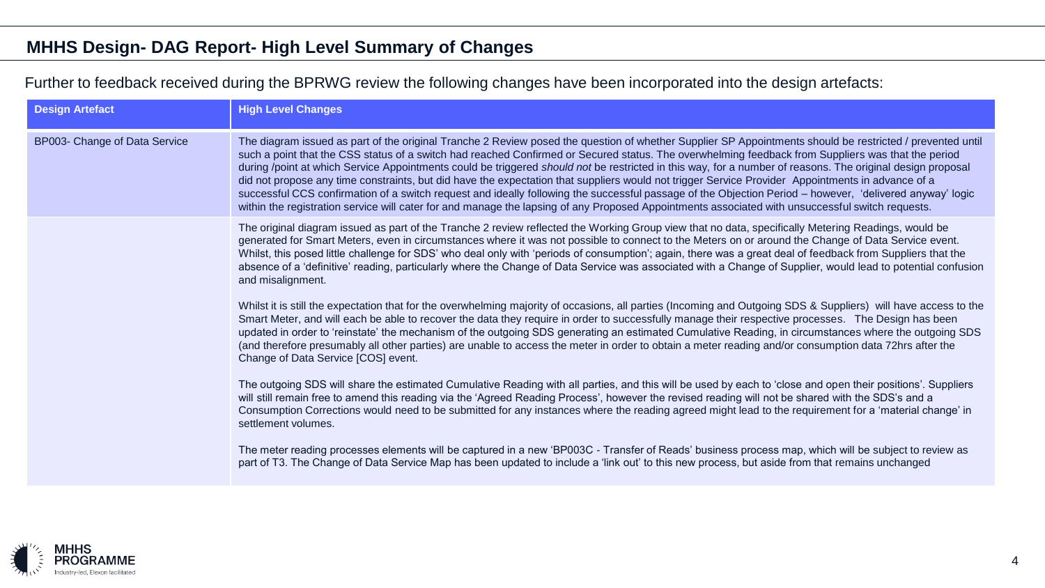## MHHS Design- DAG Report- High Level Summary of Changes

Further to feedback received during the BPRWG review the following changes have been incorporated into the design artefacts:

| Design Artefact | High Level Changes |
| --- | --- |
| BP003- Change of Data Service | The diagram issued as part of the original Tranche 2 Review posed the question of whether Supplier SP Appointments should be restricted / prevented until such a point that the CSS status of a switch had reached Confirmed or Secured status. The overwhelming feedback from Suppliers was that the period during /point at which Service Appointments could be triggered *should not* be restricted in this way, for a number of reasons. The original design proposal did not propose any time constraints, but did have the expectation that suppliers would not trigger Service Provider Appointments in advance of a successful CCS confirmation of a switch request and ideally following the successful passage of the Objection Period – however, 'delivered anyway' logic within the registration service will cater for and manage the lapsing of any Proposed Appointments associated with unsuccessful switch requests. |
| | The original diagram issued as part of the Tranche 2 review reflected the Working Group view that no data, specifically Metering Readings, would be generated for Smart Meters, even in circumstances where it was not possible to connect to the Meters on or around the Change of Data Service event. Whilst, this posed little challenge for SDS' who deal only with 'periods of consumption'; again, there was a great deal of feedback from Suppliers that the absence of a 'definitive' reading, particularly where the Change of Data Service was associated with a Change of Supplier, would lead to potential confusion and misalignment.<br><br>Whilst it is still the expectation that for the overwhelming majority of occasions, all parties (Incoming and Outgoing SDS & Suppliers) will have access to the Smart Meter, and will each be able to recover the data they require in order to successfully manage their respective processes. The Design has been updated in order to 'reinstate' the mechanism of the outgoing SDS generating an estimated Cumulative Reading, in circumstances where the outgoing SDS (and therefore presumably all other parties) are unable to access the meter in order to obtain a meter reading and/or consumption data 72hrs after the Change of Data Service [COS] event.<br><br>The outgoing SDS will share the estimated Cumulative Reading with all parties, and this will be used by each to 'close and open their positions'. Suppliers will still remain free to amend this reading via the 'Agreed Reading Process', however the revised reading will not be shared with the SDS's and a Consumption Corrections would need to be submitted for any instances where the reading agreed might lead to the requirement for a 'material change' in settlement volumes.<br><br>The meter reading processes elements will be captured in a new 'BP003C - Transfer of Reads' business process map, which will be subject to review as part of T3. The Change of Data Service Map has been updated to include a 'link out' to this new process, but aside from that remains unchanged |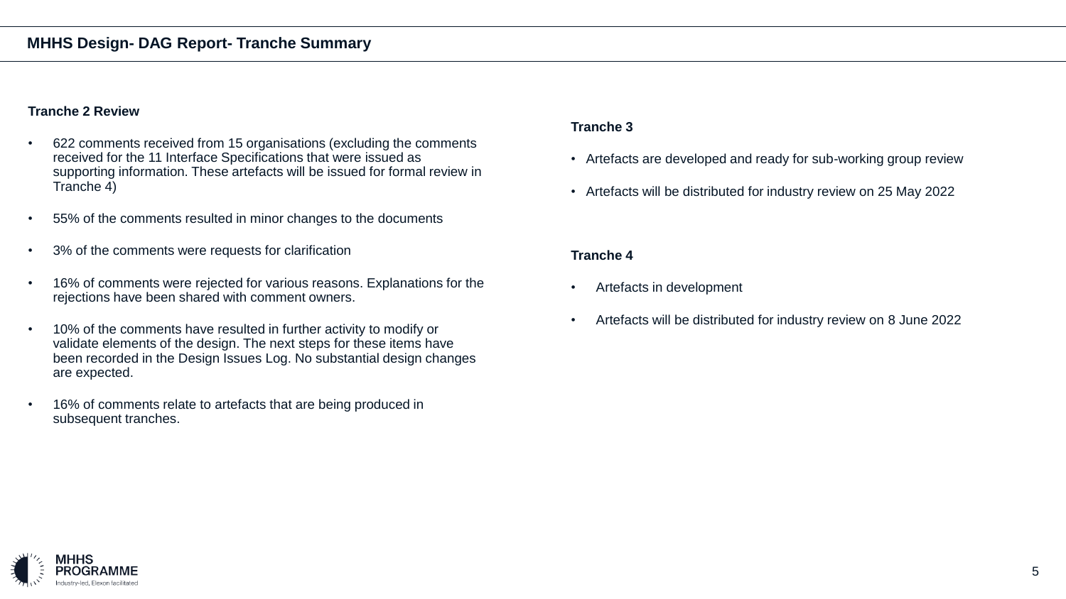## MHHS Design- DAG Report- Tranche Summary

### Tranche 2 Review

- 622 comments received from 15 organisations (excluding the comments received for the 11 Interface Specifications that were issued as supporting information. These artefacts will be issued for formal review in Tranche 4)
- 55% of the comments resulted in minor changes to the documents
- 3% of the comments were requests for clarification
- 16% of comments were rejected for various reasons. Explanations for the rejections have been shared with comment owners.
- 10% of the comments have resulted in further activity to modify or validate elements of the design. The next steps for these items have been recorded in the Design Issues Log. No substantial design changes are expected.
- 16% of comments relate to artefacts that are being produced in subsequent tranches.

### Tranche 3

- Artefacts are developed and ready for sub-working group review
- Artefacts will be distributed for industry review on 25 May 2022

### Tranche 4

- Artefacts in development
- Artefacts will be distributed for industry review on 8 June 2022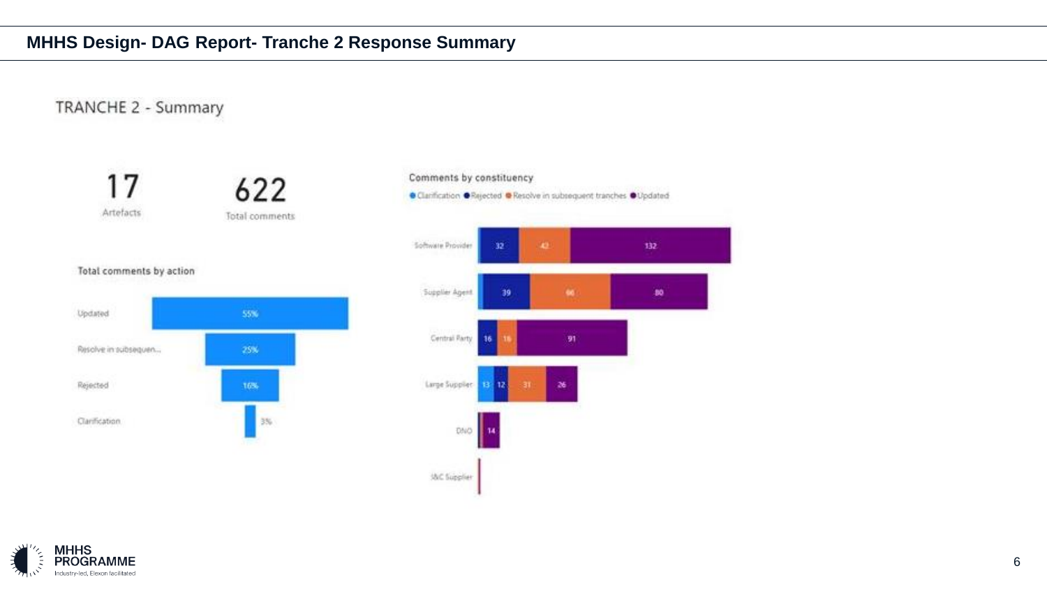# MHHS Design- DAG Report- Tranche 2 Response Summary

## TRANCHE 2 - Summary

| 17 | 622 |
|---|---|
| Artefacts | Total comments |

### Total comments by action

| Action | Share |
|---|---|
| Updated | 55% |
| Resolve in subsequen... | 25% |
| Rejected | 16% |
| Clarification | 3% |

### Comments by constituency

Legend: Clarification, Rejected, Resolve in subsequent tranches, Updated

| Constituency | Clarification | Rejected | Resolve in subsequent tranches | Updated |
|---|---|---|---|---|
| Software Provider | | 32 | 42 | 132 |
| Supplier Agent | | 39 | 66 | 80 |
| Central Party | | 16 | 16 | 91 |
| Large Supplier | 13 | 12 | 31 | 26 |
| DNO | | | | 14 |
| I&C Supplier | | | | |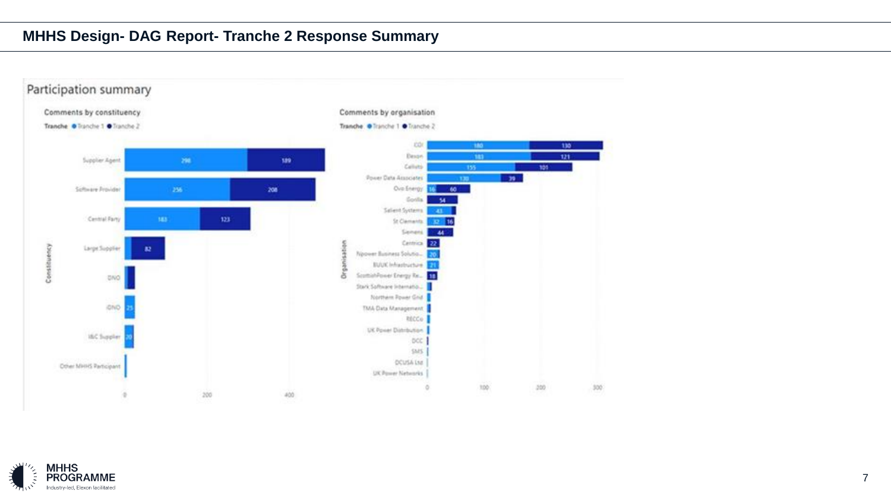## MHHS Design- DAG Report- Tranche 2 Response Summary

### Participation summary

**Comments by constituency**

Tranche ● Tranche 1 ● Tranche 2

| Constituency | Tranche 1 | Tranche 2 |
|---|---|---|
| Supplier Agent | 298 | 189 |
| Software Provider | 256 | 208 |
| Central Party | 183 | 123 |
| Large Supplier | | 82 |
| DNO | | |
| iDNO | 25 | |
| I&C Supplier | 20 | |
| Other MHHS Participant | | |

**Comments by organisation**

Tranche ● Tranche 1 ● Tranche 2

| Organisation | Tranche 1 | Tranche 2 |
|---|---|---|
| CGI | 180 | 130 |
| Elexon | 183 | 121 |
| Callisto | 155 | 101 |
| Power Data Associates | 130 | 39 |
| Ovo Energy | 16 | 60 |
| Gorilla | | 54 |
| Salient Systems | 43 | |
| St Clements | 32 | 16 |
| Siemens | | 44 |
| Centrica | | 22 |
| Npower Business Solutio... | 20 | |
| BUUK Infrastructure | 21 | |
| ScottishPower Energy Re... | | 18 |
| Stark Software Internatio... | | |
| Northern Power Grid | | |
| TMA Data Management | | |
| RECCo | | |
| UK Power Distribution | | |
| DCC | | |
| SMS | | |
| DCUSA Ltd | | |
| UK Power Networks | | |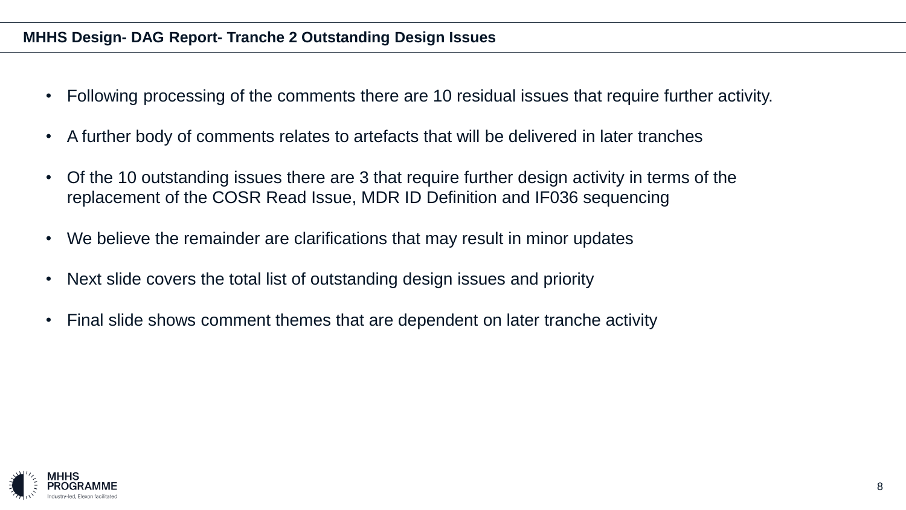## MHHS Design- DAG Report- Tranche 2 Outstanding Design Issues

- Following processing of the comments there are 10 residual issues that require further activity.
- A further body of comments relates to artefacts that will be delivered in later tranches
- Of the 10 outstanding issues there are 3 that require further design activity in terms of the replacement of the COSR Read Issue, MDR ID Definition and IF036 sequencing
- We believe the remainder are clarifications that may result in minor updates
- Next slide covers the total list of outstanding design issues and priority
- Final slide shows comment themes that are dependent on later tranche activity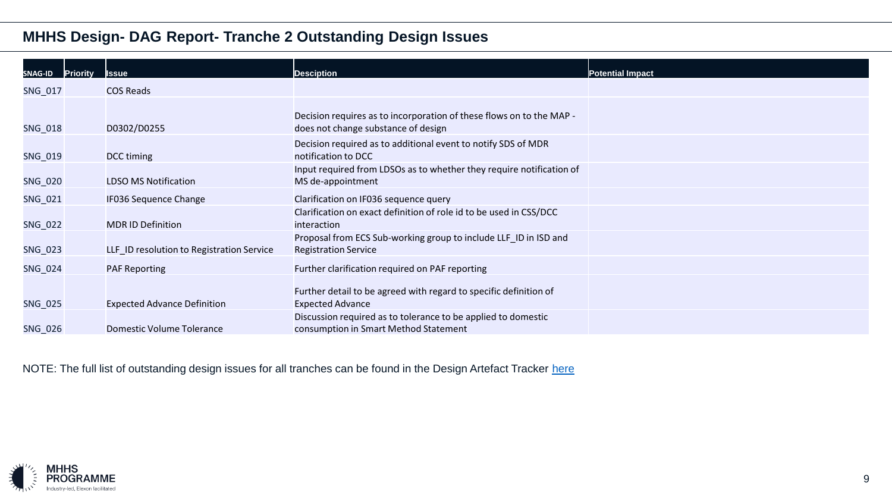## MHHS Design- DAG Report- Tranche 2 Outstanding Design Issues

| SNAG-ID | Priority | Issue | Desciption | Potential Impact |
|---|---|---|---|---|
| SNG_017 | | COS Reads | | |
| SNG_018 | | D0302/D0255 | Decision requires as to incorporation of these flows on to the MAP - does not change substance of design | |
| SNG_019 | | DCC timing | Decision required as to additional event to notify SDS of MDR notification to DCC | |
| SNG_020 | | LDSO MS Notification | Input required from LDSOs as to whether they require notification of MS de-appointment | |
| SNG_021 | | IF036 Sequence Change | Clarification on IF036 sequence query | |
| SNG_022 | | MDR ID Definition | Clarification on exact definition of role id to be used in CSS/DCC interaction | |
| SNG_023 | | LLF_ID resolution to Registration Service | Proposal from ECS Sub-working group to include LLF_ID in ISD and Registration Service | |
| SNG_024 | | PAF Reporting | Further clarification required on PAF reporting | |
| SNG_025 | | Expected Advance Definition | Further detail to be agreed with regard to specific definition of Expected Advance | |
| SNG_026 | | Domestic Volume Tolerance | Discussion required as to tolerance to be applied to domestic consumption in Smart Method Statement | |

NOTE: The full list of outstanding design issues for all tranches can be found in the Design Artefact Tracker here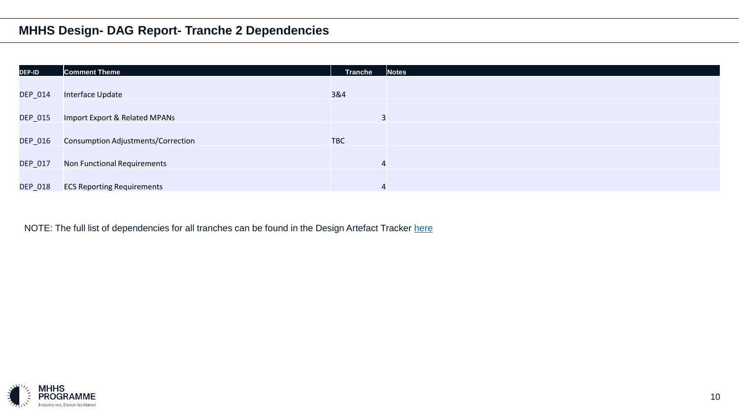## MHHS Design- DAG Report- Tranche 2 Dependencies

| DEP-ID | Comment Theme | Tranche | Notes |
|---|---|---|---|
| DEP_014 | Interface Update | 3&4 | |
| DEP_015 | Import Export & Related MPANs | 3 | |
| DEP_016 | Consumption Adjustments/Correction | TBC | |
| DEP_017 | Non Functional Requirements | 4 | |
| DEP_018 | ECS Reporting Requirements | 4 | |

NOTE: The full list of dependencies for all tranches can be found in the Design Artefact Tracker here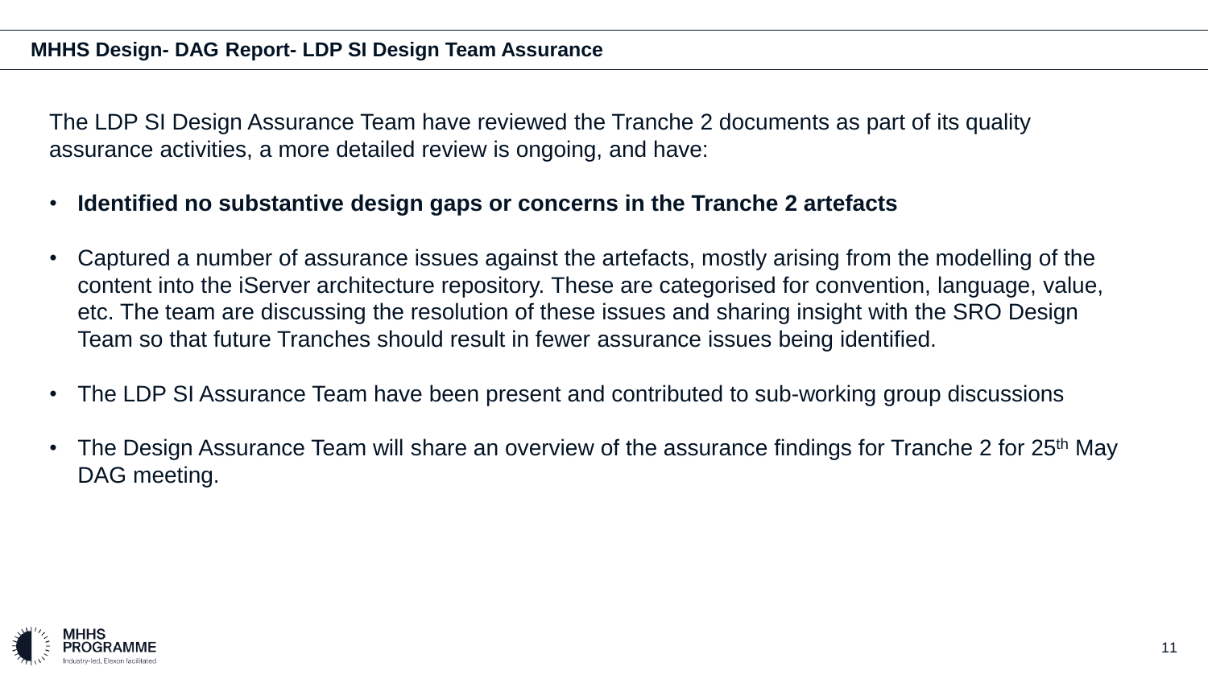## MHHS Design- DAG Report- LDP SI Design Team Assurance

The LDP SI Design Assurance Team have reviewed the Tranche 2 documents as part of its quality assurance activities, a more detailed review is ongoing, and have:

- **Identified no substantive design gaps or concerns in the Tranche 2 artefacts**
- Captured a number of assurance issues against the artefacts, mostly arising from the modelling of the content into the iServer architecture repository. These are categorised for convention, language, value, etc. The team are discussing the resolution of these issues and sharing insight with the SRO Design Team so that future Tranches should result in fewer assurance issues being identified.
- The LDP SI Assurance Team have been present and contributed to sub-working group discussions
- The Design Assurance Team will share an overview of the assurance findings for Tranche 2 for 25th May DAG meeting.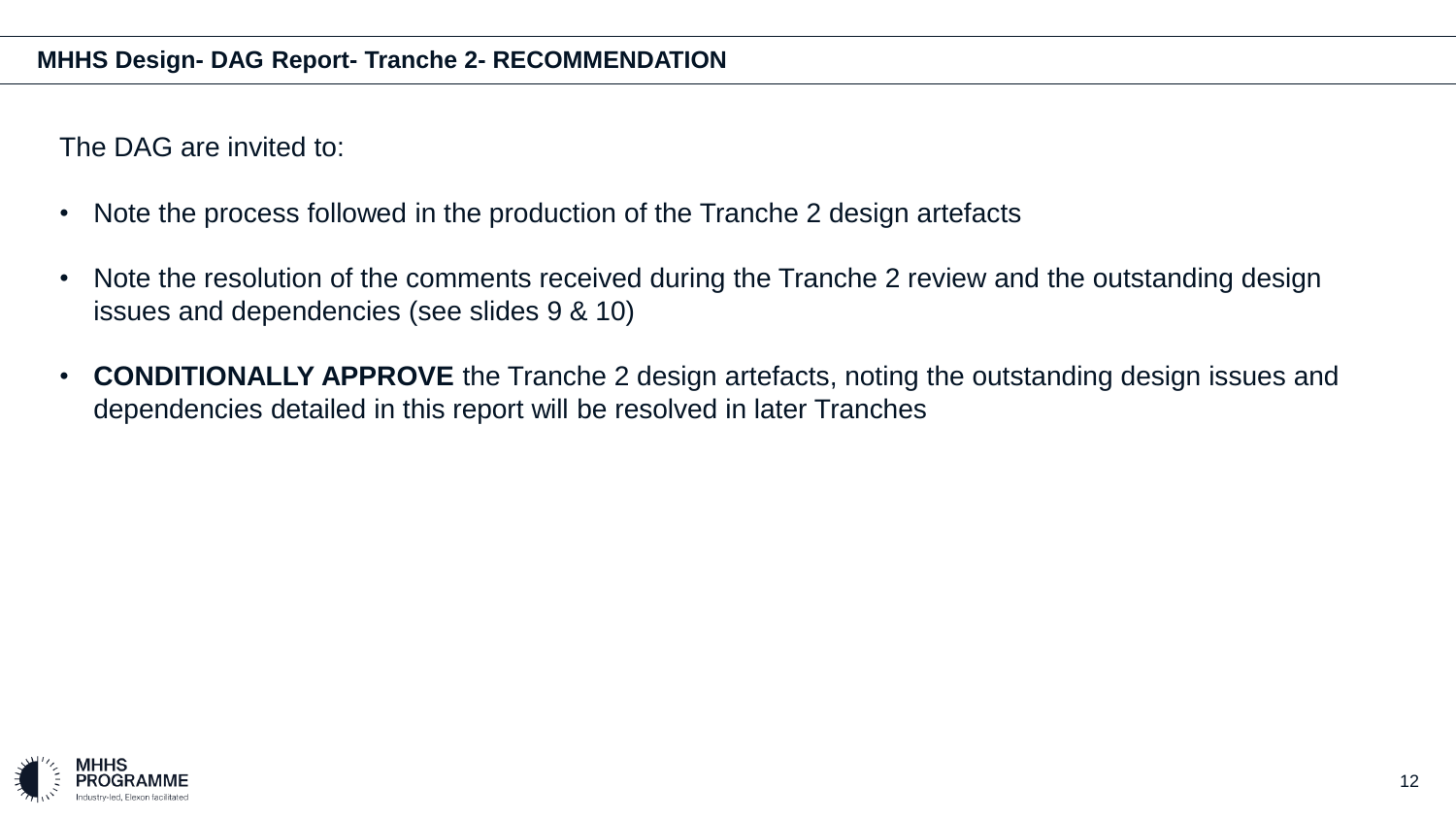## MHHS Design- DAG Report- Tranche 2- RECOMMENDATION

The DAG are invited to:

- Note the process followed in the production of the Tranche 2 design artefacts
- Note the resolution of the comments received during the Tranche 2 review and the outstanding design issues and dependencies (see slides 9 & 10)
- **CONDITIONALLY APPROVE** the Tranche 2 design artefacts, noting the outstanding design issues and dependencies detailed in this report will be resolved in later Tranches